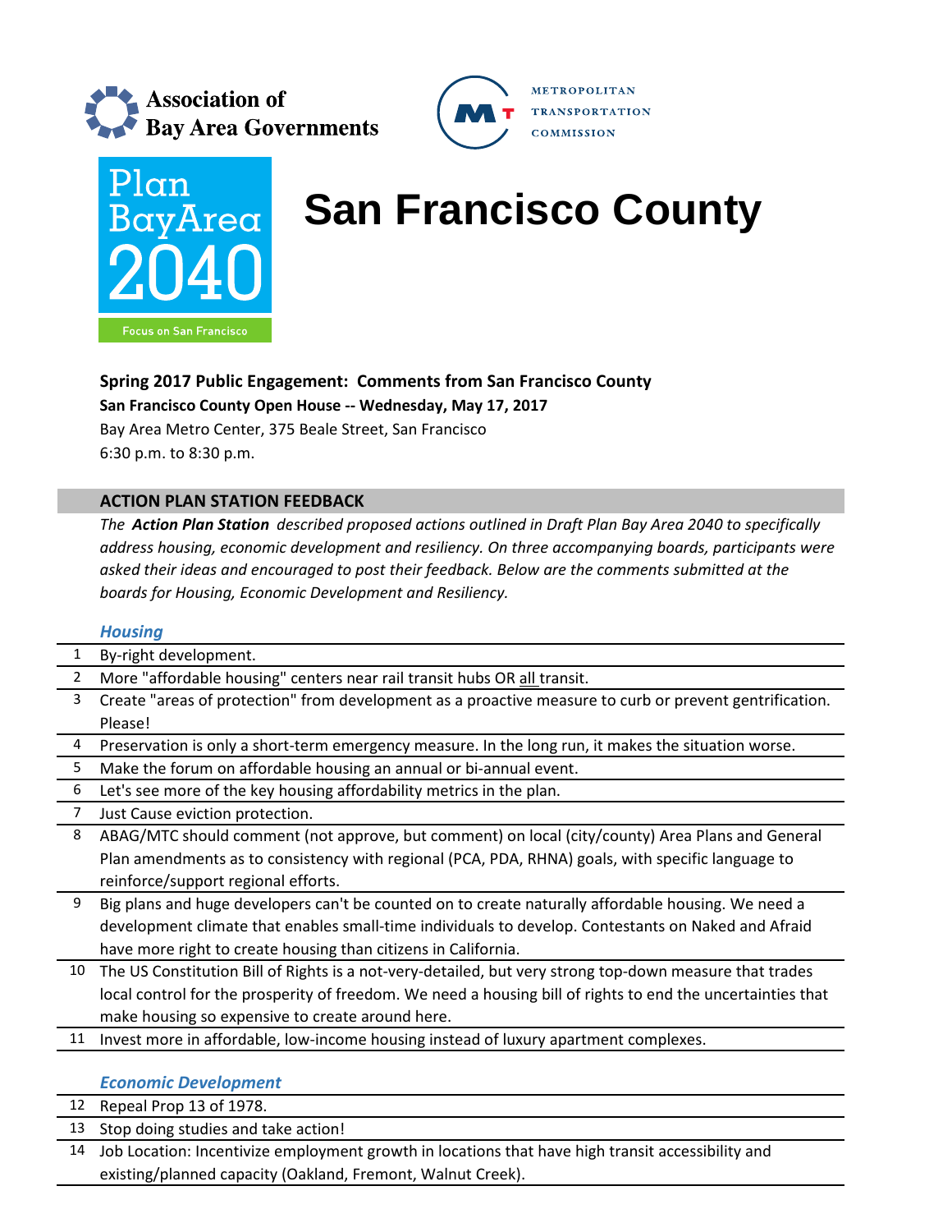Association of Bay Area Governments

Metropolitan Transportation Commission

Plan Bay Area 2040

Focus on San Francisco

# San Francisco County

**Spring 2017 Public Engagement: Comments from San Francisco County**

**San Francisco County Open House -- Wednesday, May 17, 2017**

Bay Area Metro Center, 375 Beale Street, San Francisco

6:30 p.m. to 8:30 p.m.

## ACTION PLAN STATION FEEDBACK

*The **Action Plan Station** described proposed actions outlined in Draft Plan Bay Area 2040 to specifically address housing, economic development and resiliency. On three accompanying boards, participants were asked their ideas and encouraged to post their feedback. Below are the comments submitted at the boards for Housing, Economic Development and Resiliency.*

### *Housing*

| | |
|---|---|
| 1 | By-right development. |
| 2 | More "affordable housing" centers near rail transit hubs OR all transit. |
| 3 | Create "areas of protection" from development as a proactive measure to curb or prevent gentrification. Please! |
| 4 | Preservation is only a short-term emergency measure. In the long run, it makes the situation worse. |
| 5 | Make the forum on affordable housing an annual or bi-annual event. |
| 6 | Let's see more of the key housing affordability metrics in the plan. |
| 7 | Just Cause eviction protection. |
| 8 | ABAG/MTC should comment (not approve, but comment) on local (city/county) Area Plans and General Plan amendments as to consistency with regional (PCA, PDA, RHNA) goals, with specific language to reinforce/support regional efforts. |
| 9 | Big plans and huge developers can't be counted on to create naturally affordable housing. We need a development climate that enables small-time individuals to develop. Contestants on Naked and Afraid have more right to create housing than citizens in California. |
| 10 | The US Constitution Bill of Rights is a not-very-detailed, but very strong top-down measure that trades local control for the prosperity of freedom. We need a housing bill of rights to end the uncertainties that make housing so expensive to create around here. |
| 11 | Invest more in affordable, low-income housing instead of luxury apartment complexes. |

### *Economic Development*

| | |
|---|---|
| 12 | Repeal Prop 13 of 1978. |
| 13 | Stop doing studies and take action! |
| 14 | Job Location: Incentivize employment growth in locations that have high transit accessibility and existing/planned capacity (Oakland, Fremont, Walnut Creek). |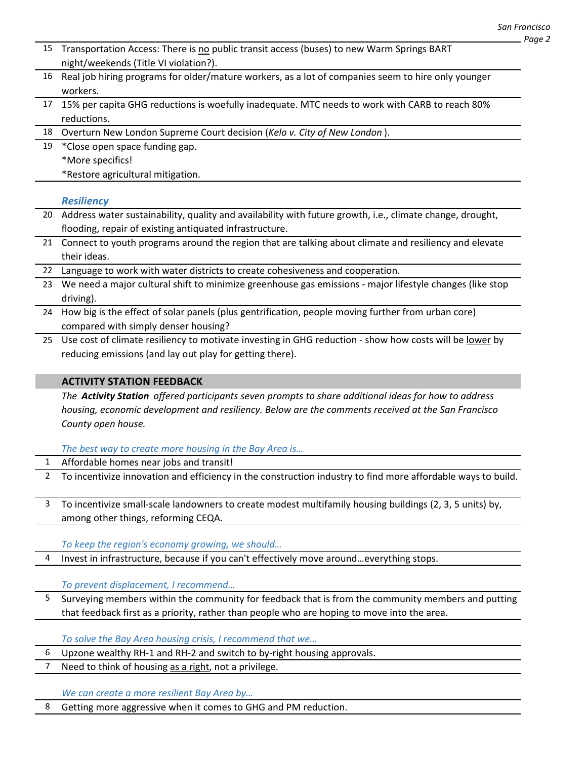| | |
|---|---|
| 15 | Transportation Access: There is <u>no</u> public transit access (buses) to new Warm Springs BART night/weekends (Title VI violation?). |
| 16 | Real job hiring programs for older/mature workers, as a lot of companies seem to hire only younger workers. |
| 17 | 15% per capita GHG reductions is woefully inadequate. MTC needs to work with CARB to reach 80% reductions. |
| 18 | Overturn New London Supreme Court decision (*Kelo v. City of New London* ). |
| 19 | *Close open space funding gap.<br>*More specifics!<br>*Restore agricultural mitigation. |

### *Resiliency*

| | |
|---|---|
| 20 | Address water sustainability, quality and availability with future growth, i.e., climate change, drought, flooding, repair of existing antiquated infrastructure. |
| 21 | Connect to youth programs around the region that are talking about climate and resiliency and elevate their ideas. |
| 22 | Language to work with water districts to create cohesiveness and cooperation. |
| 23 | We need a major cultural shift to minimize greenhouse gas emissions - major lifestyle changes (like stop driving). |
| 24 | How big is the effect of solar panels (plus gentrification, people moving further from urban core) compared with simply denser housing? |
| 25 | Use cost of climate resiliency to motivate investing in GHG reduction - show how costs will be <u>lower</u> by reducing emissions (and lay out play for getting there). |

## ACTIVITY STATION FEEDBACK

*The* ***Activity Station*** *offered participants seven prompts to share additional ideas for how to address housing, economic development and resiliency. Below are the comments received at the San Francisco County open house.*

### *The best way to create more housing in the Bay Area is…*

| | |
|---|---|
| 1 | Affordable homes near jobs and transit! |
| 2 | To incentivize innovation and efficiency in the construction industry to find more affordable ways to build. |
| 3 | To incentivize small-scale landowners to create modest multifamily housing buildings (2, 3, 5 units) by, among other things, reforming CEQA. |

### *To keep the region's economy growing, we should…*

| | |
|---|---|
| 4 | Invest in infrastructure, because if you can't effectively move around…everything stops. |

### *To prevent displacement, I recommend…*

| | |
|---|---|
| 5 | Surveying members within the community for feedback that is from the community members and putting that feedback first as a priority, rather than people who are hoping to move into the area. |

### *To solve the Bay Area housing crisis, I recommend that we…*

| | |
|---|---|
| 6 | Upzone wealthy RH-1 and RH-2 and switch to by-right housing approvals. |
| 7 | Need to think of housing <u>as a right</u>, not a privilege. |

### *We can create a more resilient Bay Area by…*

| | |
|---|---|
| 8 | Getting more aggressive when it comes to GHG and PM reduction. |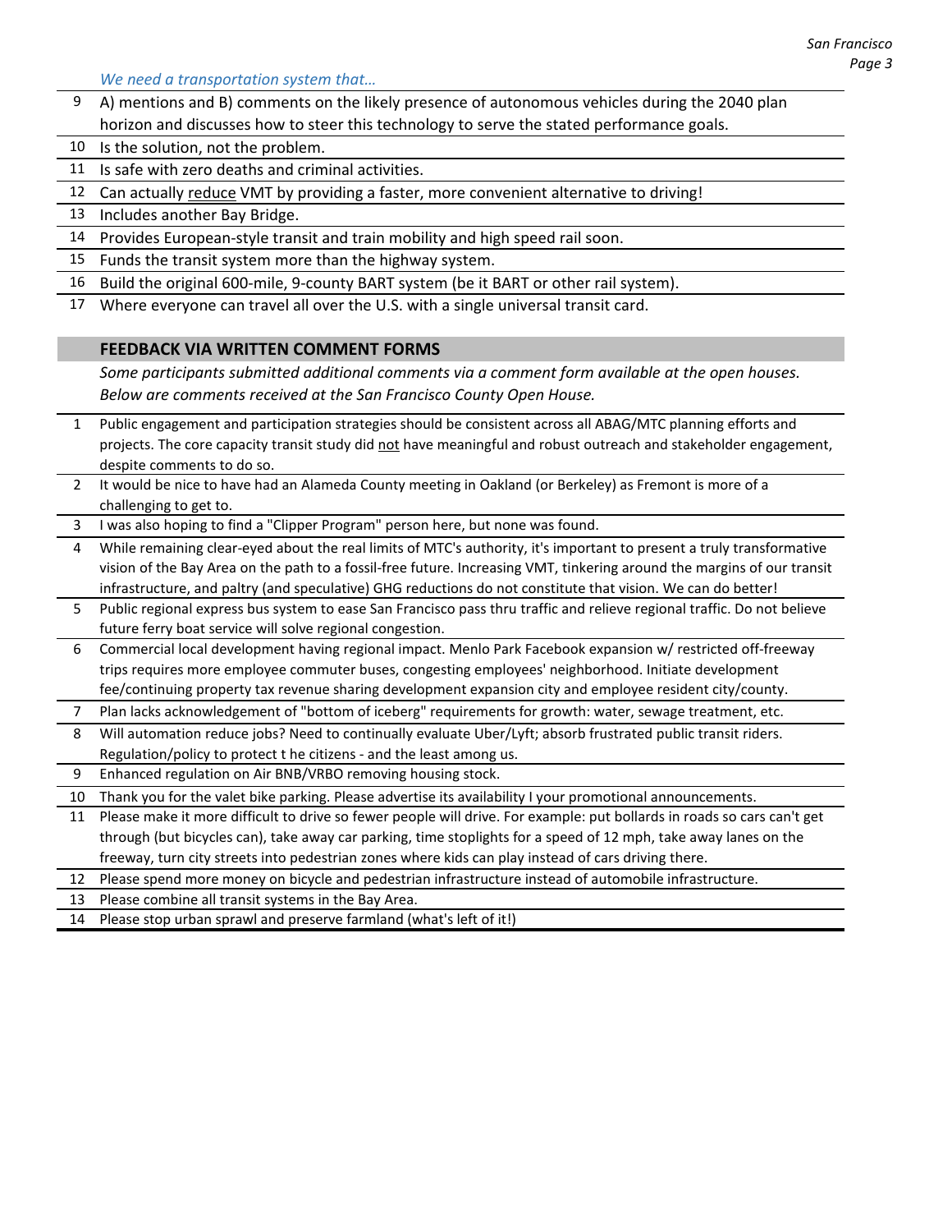*We need a transportation system that…*

| | |
|---|---|
| 9 | A) mentions and B) comments on the likely presence of autonomous vehicles during the 2040 plan horizon and discusses how to steer this technology to serve the stated performance goals. |
| 10 | Is the solution, not the problem. |
| 11 | Is safe with zero deaths and criminal activities. |
| 12 | Can actually reduce VMT by providing a faster, more convenient alternative to driving! |
| 13 | Includes another Bay Bridge. |
| 14 | Provides European-style transit and train mobility and high speed rail soon. |
| 15 | Funds the transit system more than the highway system. |
| 16 | Build the original 600-mile, 9-county BART system (be it BART or other rail system). |
| 17 | Where everyone can travel all over the U.S. with a single universal transit card. |

## FEEDBACK VIA WRITTEN COMMENT FORMS

*Some participants submitted additional comments via a comment form available at the open houses. Below are comments received at the San Francisco County Open House.*

| | |
|---|---|
| 1 | Public engagement and participation strategies should be consistent across all ABAG/MTC planning efforts and projects. The core capacity transit study did not have meaningful and robust outreach and stakeholder engagement, despite comments to do so. |
| 2 | It would be nice to have had an Alameda County meeting in Oakland (or Berkeley) as Fremont is more of a challenging to get to. |
| 3 | I was also hoping to find a "Clipper Program" person here, but none was found. |
| 4 | While remaining clear-eyed about the real limits of MTC's authority, it's important to present a truly transformative vision of the Bay Area on the path to a fossil-free future. Increasing VMT, tinkering around the margins of our transit infrastructure, and paltry (and speculative) GHG reductions do not constitute that vision. We can do better! |
| 5 | Public regional express bus system to ease San Francisco pass thru traffic and relieve regional traffic. Do not believe future ferry boat service will solve regional congestion. |
| 6 | Commercial local development having regional impact. Menlo Park Facebook expansion w/ restricted off-freeway trips requires more employee commuter buses, congesting employees' neighborhood. Initiate development fee/continuing property tax revenue sharing development expansion city and employee resident city/county. |
| 7 | Plan lacks acknowledgement of "bottom of iceberg" requirements for growth: water, sewage treatment, etc. |
| 8 | Will automation reduce jobs? Need to continually evaluate Uber/Lyft; absorb frustrated public transit riders. Regulation/policy to protect t he citizens - and the least among us. |
| 9 | Enhanced regulation on Air BNB/VRBO removing housing stock. |
| 10 | Thank you for the valet bike parking. Please advertise its availability I your promotional announcements. |
| 11 | Please make it more difficult to drive so fewer people will drive. For example: put bollards in roads so cars can't get through (but bicycles can), take away car parking, time stoplights for a speed of 12 mph, take away lanes on the freeway, turn city streets into pedestrian zones where kids can play instead of cars driving there. |
| 12 | Please spend more money on bicycle and pedestrian infrastructure instead of automobile infrastructure. |
| 13 | Please combine all transit systems in the Bay Area. |
| 14 | Please stop urban sprawl and preserve farmland (what's left of it!) |